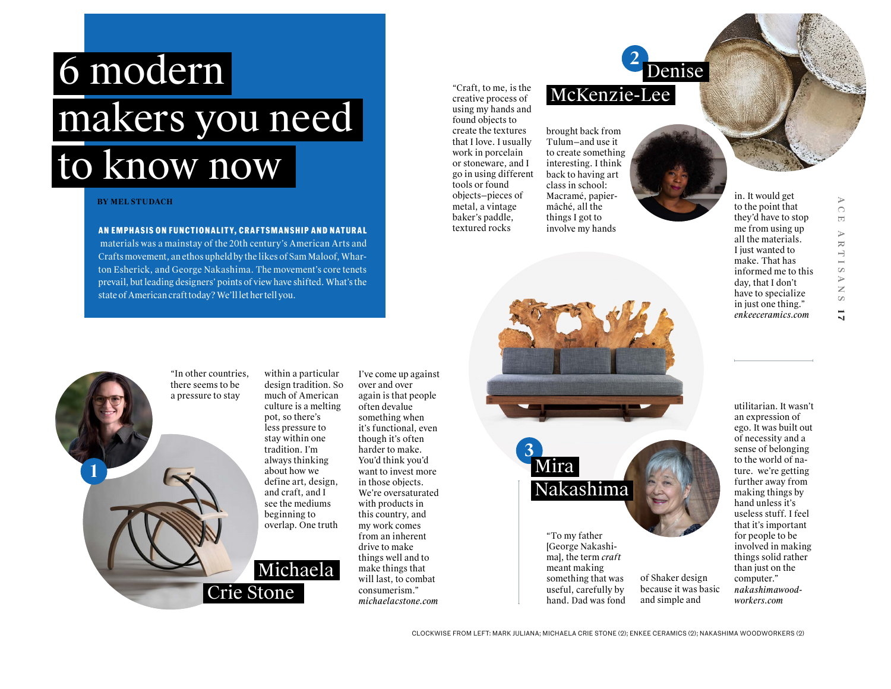# 6 modern makers you need to know now

**BY MEL STUDACH**

**AN EMPHASIS ON FUNCTIONALITY, CRAFTSMANSHIP AND NATURAL** materials was a mainstay of the 20th century's American Arts and Crafts movement, an ethos upheld by the likes of Sam Maloof, Wharton Esherick, and George Nakashima. The movement's core tenets prevail, but leading designers' points of view have shifted. What's the state of American craft today? We'll let her tell you.

## 1 Michaela Crie Stone

"In other countries, there seems to be a pressure to stay within a particular design tradition. So much of American culture is a melting pot, so there's less pressure to stay within one tradition. I'm always thinking about how we define art, design, and craft, and I see the mediums beginning to overlap. One truth I've come up against over and over again is that people often devalue something when it's functional, even though it's often harder to make. You'd think you'd want to invest more in those objects. We're oversaturated with products in this country, and my work comes from an inherent drive to make things well and to make things that will last, to combat consumerism."
*michaelacstone.com*

## 2 Denise McKenzie-Lee

"Craft, to me, is the creative process of using my hands and found objects to create the textures that I love. I usually work in porcelain or stoneware, and I go in using different tools or found objects—pieces of metal, a vintage baker's paddle, textured rocks brought back from Tulum—and use it to create something interesting. I think back to having art class in school: Macramé, papier-mâché, all the things I got to involve my hands in. It would get to the point that they'd have to stop me from using up all the materials. I just wanted to make. That has informed me to this day, that I don't have to specialize in just one thing."
*enkeeceramics.com*

## 3 Mira Nakashima

"To my father [George Nakashima], the term *craft* meant making something that was useful, carefully by hand. Dad was fond of Shaker design because it was basic and simple and utilitarian. It wasn't an expression of ego. It was built out of necessity and a sense of belonging to the world of nature. we're getting further away from making things by hand unless it's useless stuff. I feel that it's important for people to be involved in making things solid rather than just on the computer."
*nakashimawoodworkers.com*

CLOCKWISE FROM LEFT: MARK JULIANA; MICHAELA CRIE STONE (2); ENKEE CERAMICS (2); NAKASHIMA WOODWORKERS (2)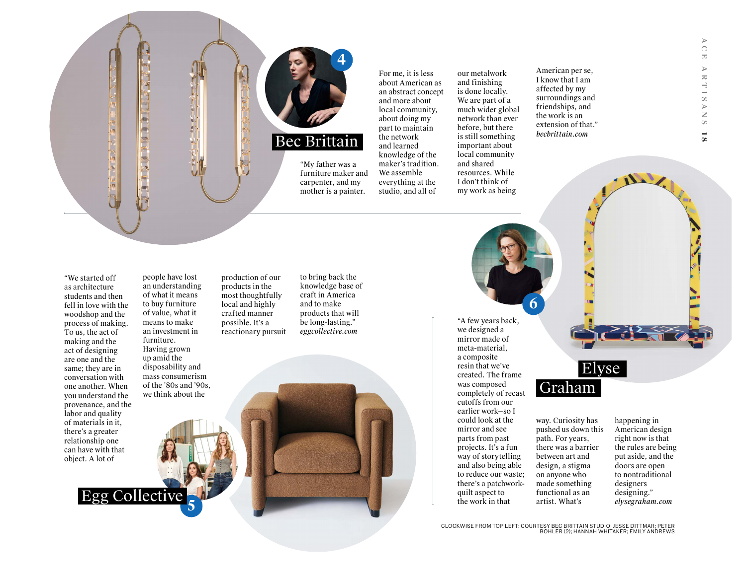## 4 Bec Brittain

"My father was a furniture maker and carpenter, and my mother is a painter. For me, it is less about American as an abstract concept and more about local community, about doing my part to maintain the network and learned knowledge of the maker's tradition. We assemble everything at the studio, and all of our metalwork and finishing is done locally. We are part of a much wider global network than ever before, but there is still something important about local community and shared resources. While I don't think of my work as being American per se, I know that I am affected by my surroundings and friendships, and the work is an extension of that."
*becbrittain.com*

## 5 Egg Collective

"We started off as architecture students and then fell in love with the woodshop and the process of making. To us, the act of making and the act of designing are one and the same; they are in conversation with one another. When you understand the provenance, and the labor and quality of materials in it, there's a greater relationship one can have with that object. A lot of people have lost an understanding of what it means to buy furniture of value, what it means to make an investment in furniture. Having grown up amid the disposability and mass consumerism of the '80s and '90s, we think about the production of our products in the most thoughtfully local and highly crafted manner possible. It's a reactionary pursuit to bring back the knowledge base of craft in America and to make products that will be long-lasting."
*eggcollective.com*

## 6 Elyse Graham

"A few years back, we designed a mirror made of meta-material, a composite resin that we've created. The frame was composed completely of recast cutoffs from our earlier work—so I could look at the mirror and see parts from past projects. It's a fun way of storytelling and also being able to reduce our waste; there's a patchwork-quilt aspect to the work in that way. Curiosity has pushed us down this path. For years, there was a barrier between art and design, a stigma on anyone who made something functional as an artist. What's happening in American design right now is that the rules are being put aside, and the doors are open to nontraditional designers designing."
*elysegraham.com*

CLOCKWISE FROM TOP LEFT: COURTESY BEC BRITTAIN STUDIO; JESSE DITTMAR; PETER BOHLER (2); HANNAH WHITAKER; EMILY ANDREWS